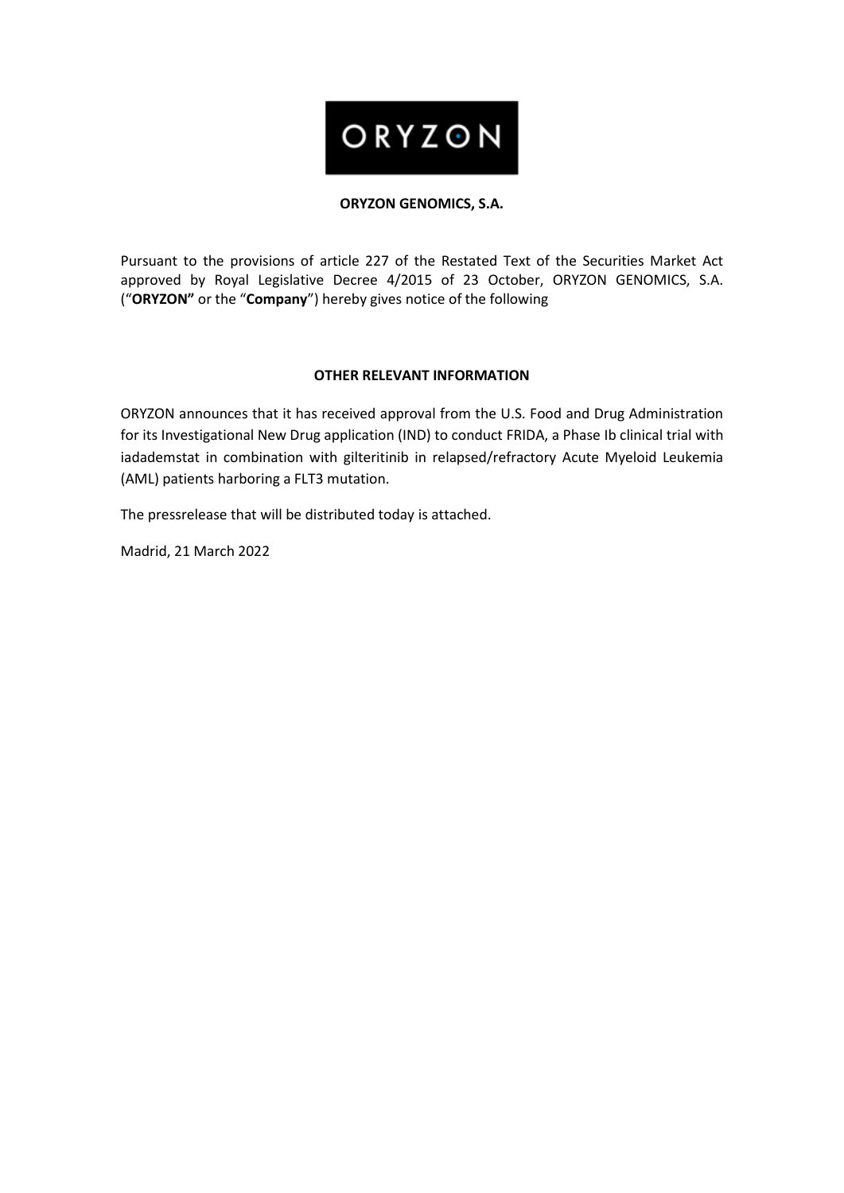**ORYZON GENOMICS, S.A.**

Pursuant to the provisions of article 227 of the Restated Text of the Securities Market Act approved by Royal Legislative Decree 4/2015 of 23 October, ORYZON GENOMICS, S.A. ("**ORYZON"** or the "**Company**") hereby gives notice of the following

**OTHER RELEVANT INFORMATION**

ORYZON announces that it has received approval from the U.S. Food and Drug Administration for its Investigational New Drug application (IND) to conduct FRIDA, a Phase Ib clinical trial with iadademstat in combination with gilteritinib in relapsed/refractory Acute Myeloid Leukemia (AML) patients harboring a FLT3 mutation.

The pressrelease that will be distributed today is attached.

Madrid, 21 March 2022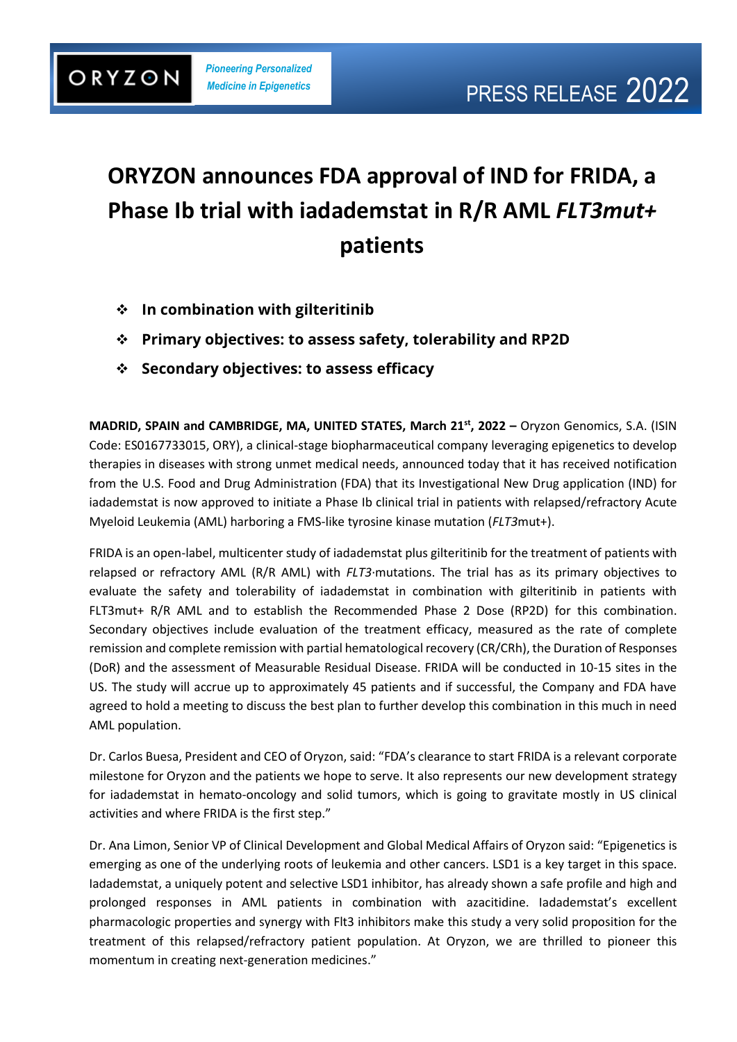# ORYZON announces FDA approval of IND for FRIDA, a Phase Ib trial with iadademstat in R/R AML *FLT3mut+* patients

- **In combination with gilteritinib**
- **Primary objectives: to assess safety, tolerability and RP2D**
- **Secondary objectives: to assess efficacy**

**MADRID, SPAIN and CAMBRIDGE, MA, UNITED STATES, March 21st, 2022 –** Oryzon Genomics, S.A. (ISIN Code: ES0167733015, ORY), a clinical-stage biopharmaceutical company leveraging epigenetics to develop therapies in diseases with strong unmet medical needs, announced today that it has received notification from the U.S. Food and Drug Administration (FDA) that its Investigational New Drug application (IND) for iadademstat is now approved to initiate a Phase Ib clinical trial in patients with relapsed/refractory Acute Myeloid Leukemia (AML) harboring a FMS-like tyrosine kinase mutation (*FLT3*mut+).

FRIDA is an open-label, multicenter study of iadademstat plus gilteritinib for the treatment of patients with relapsed or refractory AML (R/R AML) with *FLT3*·mutations. The trial has as its primary objectives to evaluate the safety and tolerability of iadademstat in combination with gilteritinib in patients with FLT3mut+ R/R AML and to establish the Recommended Phase 2 Dose (RP2D) for this combination. Secondary objectives include evaluation of the treatment efficacy, measured as the rate of complete remission and complete remission with partial hematological recovery (CR/CRh), the Duration of Responses (DoR) and the assessment of Measurable Residual Disease. FRIDA will be conducted in 10-15 sites in the US. The study will accrue up to approximately 45 patients and if successful, the Company and FDA have agreed to hold a meeting to discuss the best plan to further develop this combination in this much in need AML population.

Dr. Carlos Buesa, President and CEO of Oryzon, said: "FDA's clearance to start FRIDA is a relevant corporate milestone for Oryzon and the patients we hope to serve. It also represents our new development strategy for iadademstat in hemato-oncology and solid tumors, which is going to gravitate mostly in US clinical activities and where FRIDA is the first step."

Dr. Ana Limon, Senior VP of Clinical Development and Global Medical Affairs of Oryzon said: "Epigenetics is emerging as one of the underlying roots of leukemia and other cancers. LSD1 is a key target in this space. Iadademstat, a uniquely potent and selective LSD1 inhibitor, has already shown a safe profile and high and prolonged responses in AML patients in combination with azacitidine. Iadademstat's excellent pharmacologic properties and synergy with Flt3 inhibitors make this study a very solid proposition for the treatment of this relapsed/refractory patient population. At Oryzon, we are thrilled to pioneer this momentum in creating next-generation medicines."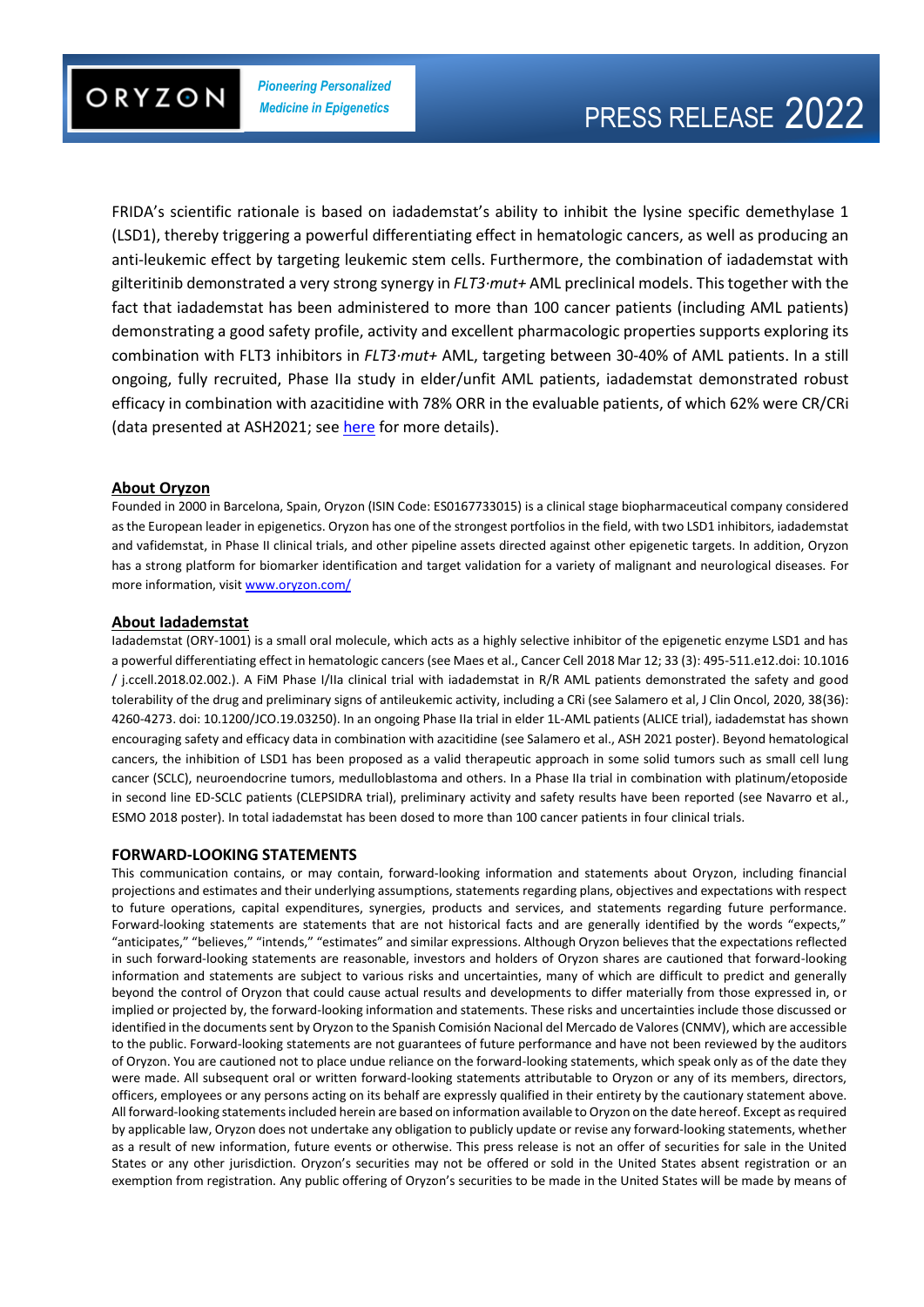FRIDA's scientific rationale is based on iadademstat's ability to inhibit the lysine specific demethylase 1 (LSD1), thereby triggering a powerful differentiating effect in hematologic cancers, as well as producing an anti-leukemic effect by targeting leukemic stem cells. Furthermore, the combination of iadademstat with gilteritinib demonstrated a very strong synergy in *FLT3·mut+* AML preclinical models. This together with the fact that iadademstat has been administered to more than 100 cancer patients (including AML patients) demonstrating a good safety profile, activity and excellent pharmacologic properties supports exploring its combination with FLT3 inhibitors in *FLT3·mut+* AML, targeting between 30-40% of AML patients. In a still ongoing, fully recruited, Phase IIa study in elder/unfit AML patients, iadademstat demonstrated robust efficacy in combination with azacitidine with 78% ORR in the evaluable patients, of which 62% were CR/CRi (data presented at ASH2021; see here for more details).

## About Oryzon

Founded in 2000 in Barcelona, Spain, Oryzon (ISIN Code: ES0167733015) is a clinical stage biopharmaceutical company considered as the European leader in epigenetics. Oryzon has one of the strongest portfolios in the field, with two LSD1 inhibitors, iadademstat and vafidemstat, in Phase II clinical trials, and other pipeline assets directed against other epigenetic targets. In addition, Oryzon has a strong platform for biomarker identification and target validation for a variety of malignant and neurological diseases. For more information, visit www.oryzon.com/

## About Iadademstat

Iadademstat (ORY-1001) is a small oral molecule, which acts as a highly selective inhibitor of the epigenetic enzyme LSD1 and has a powerful differentiating effect in hematologic cancers (see Maes et al., Cancer Cell 2018 Mar 12; 33 (3): 495-511.e12.doi: 10.1016 / j.ccell.2018.02.002.). A FiM Phase I/IIa clinical trial with iadademstat in R/R AML patients demonstrated the safety and good tolerability of the drug and preliminary signs of antileukemic activity, including a CRi (see Salamero et al, J Clin Oncol, 2020, 38(36): 4260-4273. doi: 10.1200/JCO.19.03250). In an ongoing Phase IIa trial in elder 1L-AML patients (ALICE trial), iadademstat has shown encouraging safety and efficacy data in combination with azacitidine (see Salamero et al., ASH 2021 poster). Beyond hematological cancers, the inhibition of LSD1 has been proposed as a valid therapeutic approach in some solid tumors such as small cell lung cancer (SCLC), neuroendocrine tumors, medulloblastoma and others. In a Phase IIa trial in combination with platinum/etoposide in second line ED-SCLC patients (CLEPSIDRA trial), preliminary activity and safety results have been reported (see Navarro et al., ESMO 2018 poster). In total iadademstat has been dosed to more than 100 cancer patients in four clinical trials.

## FORWARD-LOOKING STATEMENTS

This communication contains, or may contain, forward-looking information and statements about Oryzon, including financial projections and estimates and their underlying assumptions, statements regarding plans, objectives and expectations with respect to future operations, capital expenditures, synergies, products and services, and statements regarding future performance. Forward-looking statements are statements that are not historical facts and are generally identified by the words "expects," "anticipates," "believes," "intends," "estimates" and similar expressions. Although Oryzon believes that the expectations reflected in such forward-looking statements are reasonable, investors and holders of Oryzon shares are cautioned that forward-looking information and statements are subject to various risks and uncertainties, many of which are difficult to predict and generally beyond the control of Oryzon that could cause actual results and developments to differ materially from those expressed in, or implied or projected by, the forward-looking information and statements. These risks and uncertainties include those discussed or identified in the documents sent by Oryzon to the Spanish Comisión Nacional del Mercado de Valores (CNMV), which are accessible to the public. Forward-looking statements are not guarantees of future performance and have not been reviewed by the auditors of Oryzon. You are cautioned not to place undue reliance on the forward-looking statements, which speak only as of the date they were made. All subsequent oral or written forward-looking statements attributable to Oryzon or any of its members, directors, officers, employees or any persons acting on its behalf are expressly qualified in their entirety by the cautionary statement above. All forward-looking statements included herein are based on information available to Oryzon on the date hereof. Except as required by applicable law, Oryzon does not undertake any obligation to publicly update or revise any forward-looking statements, whether as a result of new information, future events or otherwise. This press release is not an offer of securities for sale in the United States or any other jurisdiction. Oryzon's securities may not be offered or sold in the United States absent registration or an exemption from registration. Any public offering of Oryzon's securities to be made in the United States will be made by means of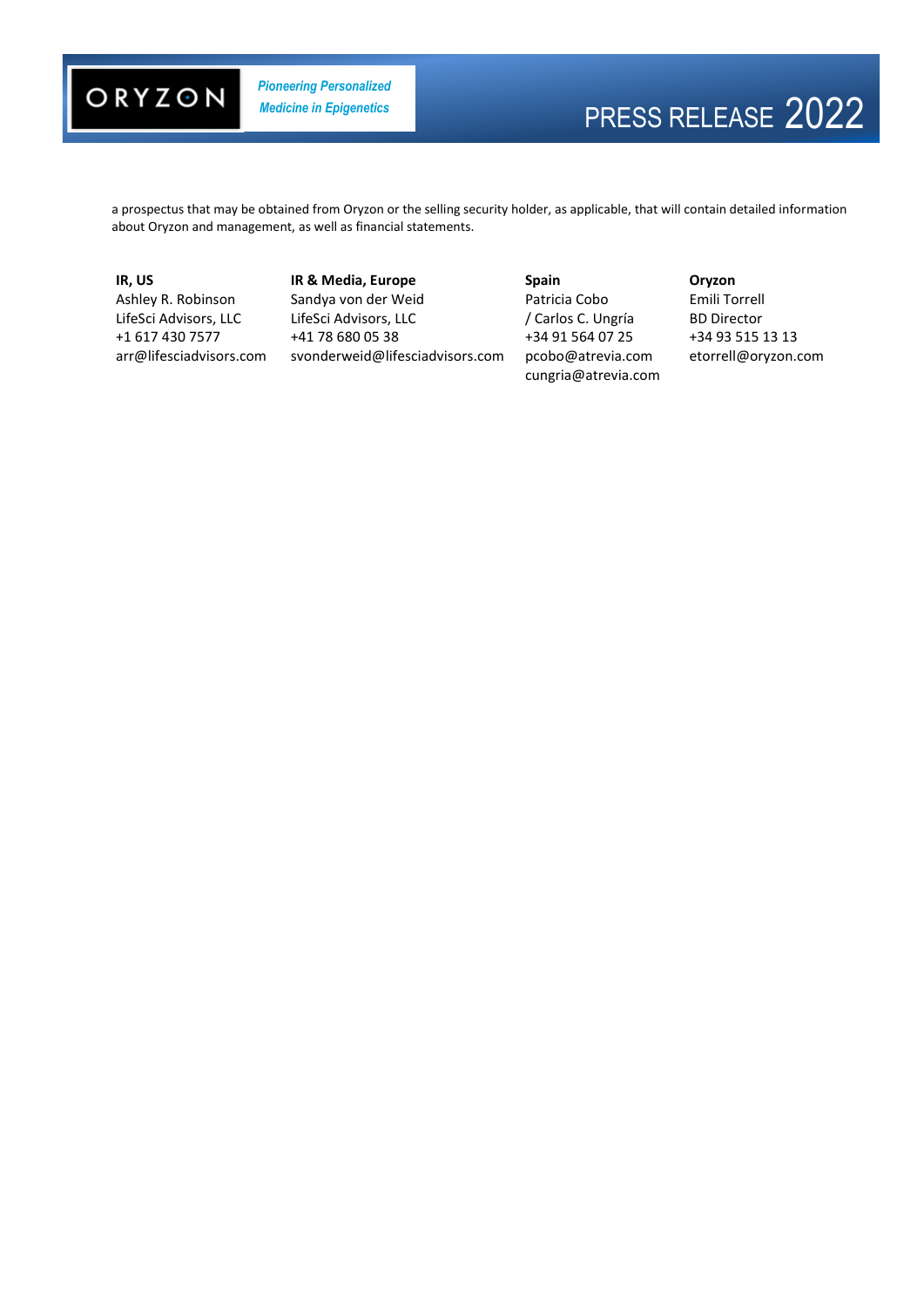a prospectus that may be obtained from Oryzon or the selling security holder, as applicable, that will contain detailed information about Oryzon and management, as well as financial statements.

| IR, US | IR & Media, Europe | Spain | Oryzon |
|---|---|---|---|
| Ashley R. Robinson | Sandya von der Weid | Patricia Cobo / Carlos C. Ungría | Emili Torrell |
| LifeSci Advisors, LLC | LifeSci Advisors, LLC | +34 91 564 07 25 | BD Director |
| +1 617 430 7577 | +41 78 680 05 38 | pcobo@atrevia.com | +34 93 515 13 13 |
| arr@lifesciadvisors.com | svonderweid@lifesciadvisors.com | cungria@atrevia.com | etorrell@oryzon.com |